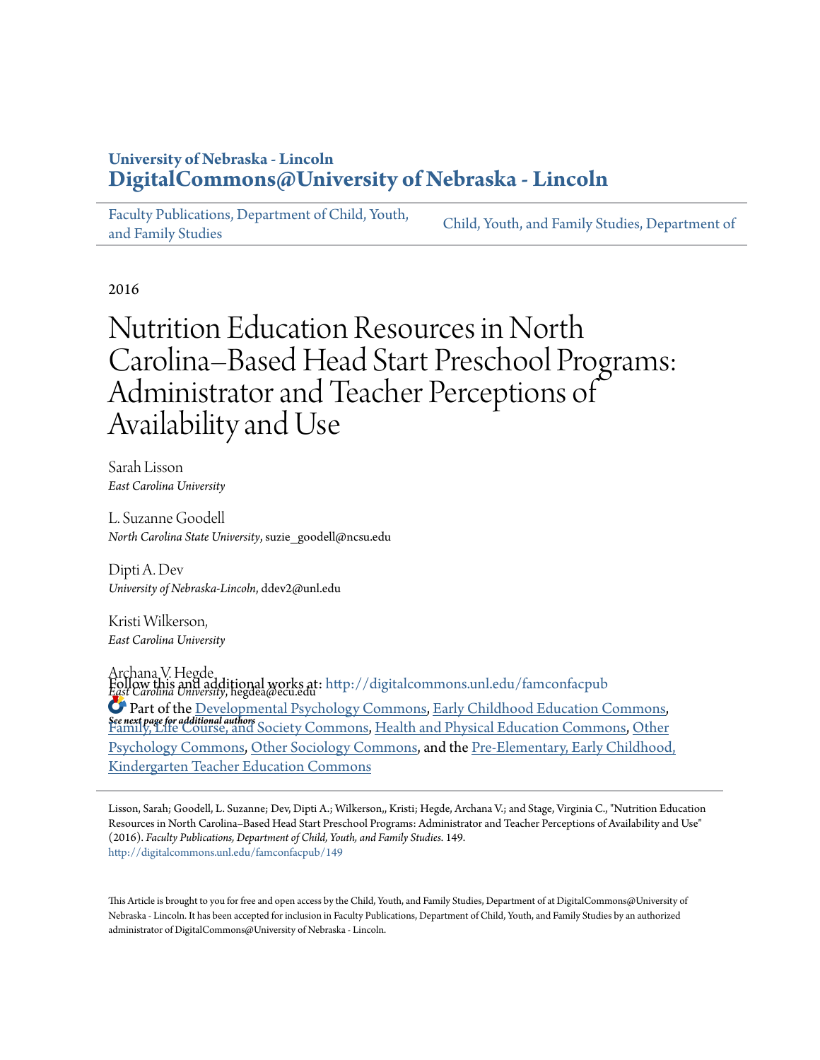University of Nebraska - Lincoln
**DigitalCommons@University of Nebraska - Lincoln**

Faculty Publications, Department of Child, Youth, and Family Studies | Child, Youth, and Family Studies, Department of

2016

# Nutrition Education Resources in North Carolina–Based Head Start Preschool Programs: Administrator and Teacher Perceptions of Availability and Use

Sarah Lisson
*East Carolina University*

L. Suzanne Goodell
*North Carolina State University*, suzie_goodell@ncsu.edu

Dipti A. Dev
*University of Nebraska-Lincoln*, ddev2@unl.edu

Kristi Wilkerson,
*East Carolina University*

Archana V. Hegde
*East Carolina University*, hegdea@ecu.edu

***See next page for additional authors***

Follow this and additional works at: http://digitalcommons.unl.edu/famconfacpub

Part of the Developmental Psychology Commons, Early Childhood Education Commons, Family, Life Course, and Society Commons, Health and Physical Education Commons, Other Psychology Commons, Other Sociology Commons, and the Pre-Elementary, Early Childhood, Kindergarten Teacher Education Commons

Lisson, Sarah; Goodell, L. Suzanne; Dev, Dipti A.; Wilkerson,, Kristi; Hegde, Archana V.; and Stage, Virginia C., "Nutrition Education Resources in North Carolina–Based Head Start Preschool Programs: Administrator and Teacher Perceptions of Availability and Use" (2016). *Faculty Publications, Department of Child, Youth, and Family Studies*. 149.
http://digitalcommons.unl.edu/famconfacpub/149

This Article is brought to you for free and open access by the Child, Youth, and Family Studies, Department of at DigitalCommons@University of Nebraska - Lincoln. It has been accepted for inclusion in Faculty Publications, Department of Child, Youth, and Family Studies by an authorized administrator of DigitalCommons@University of Nebraska - Lincoln.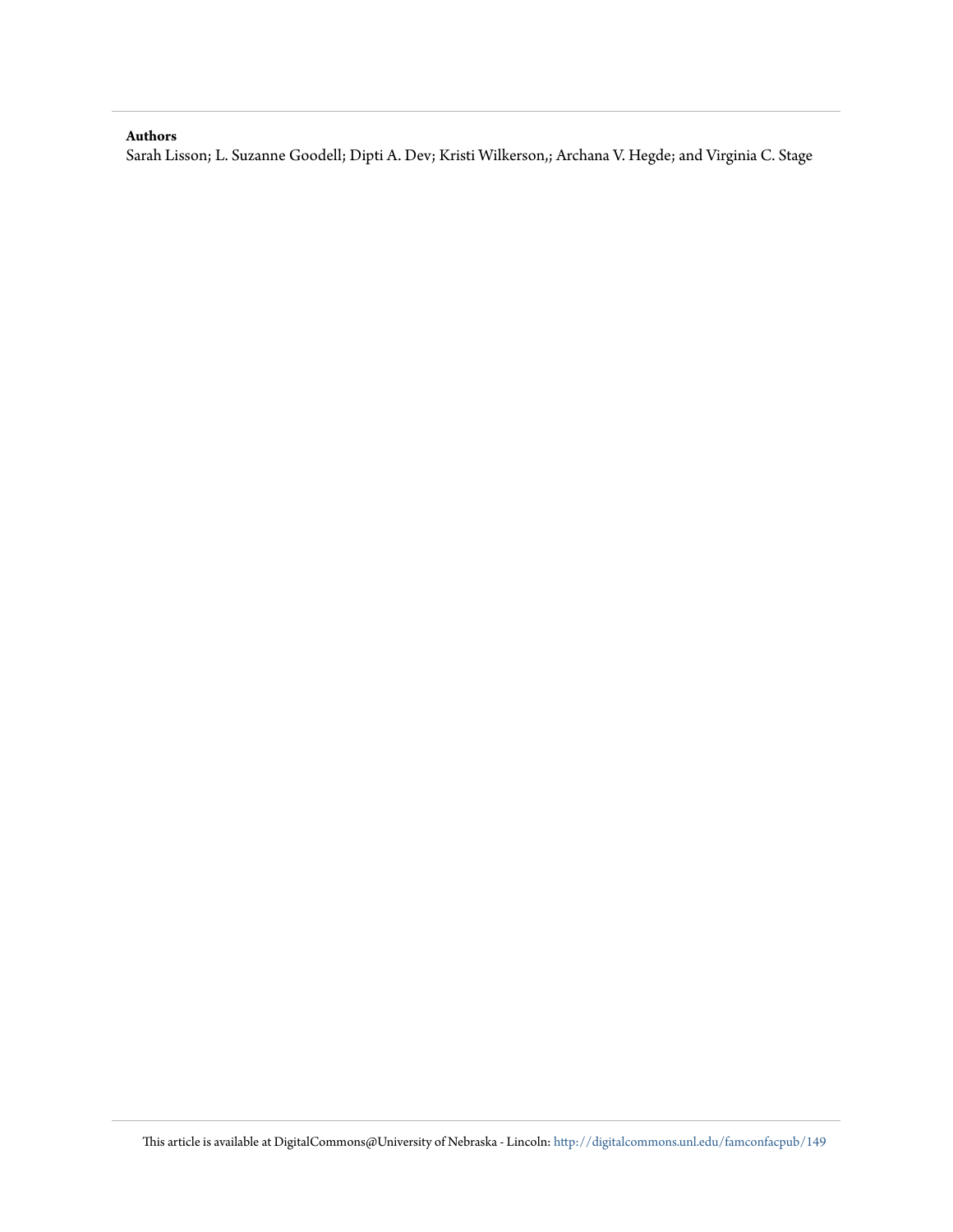**Authors**

Sarah Lisson; L. Suzanne Goodell; Dipti A. Dev; Kristi Wilkerson,; Archana V. Hegde; and Virginia C. Stage

This article is available at DigitalCommons@University of Nebraska - Lincoln: http://digitalcommons.unl.edu/famconfacpub/149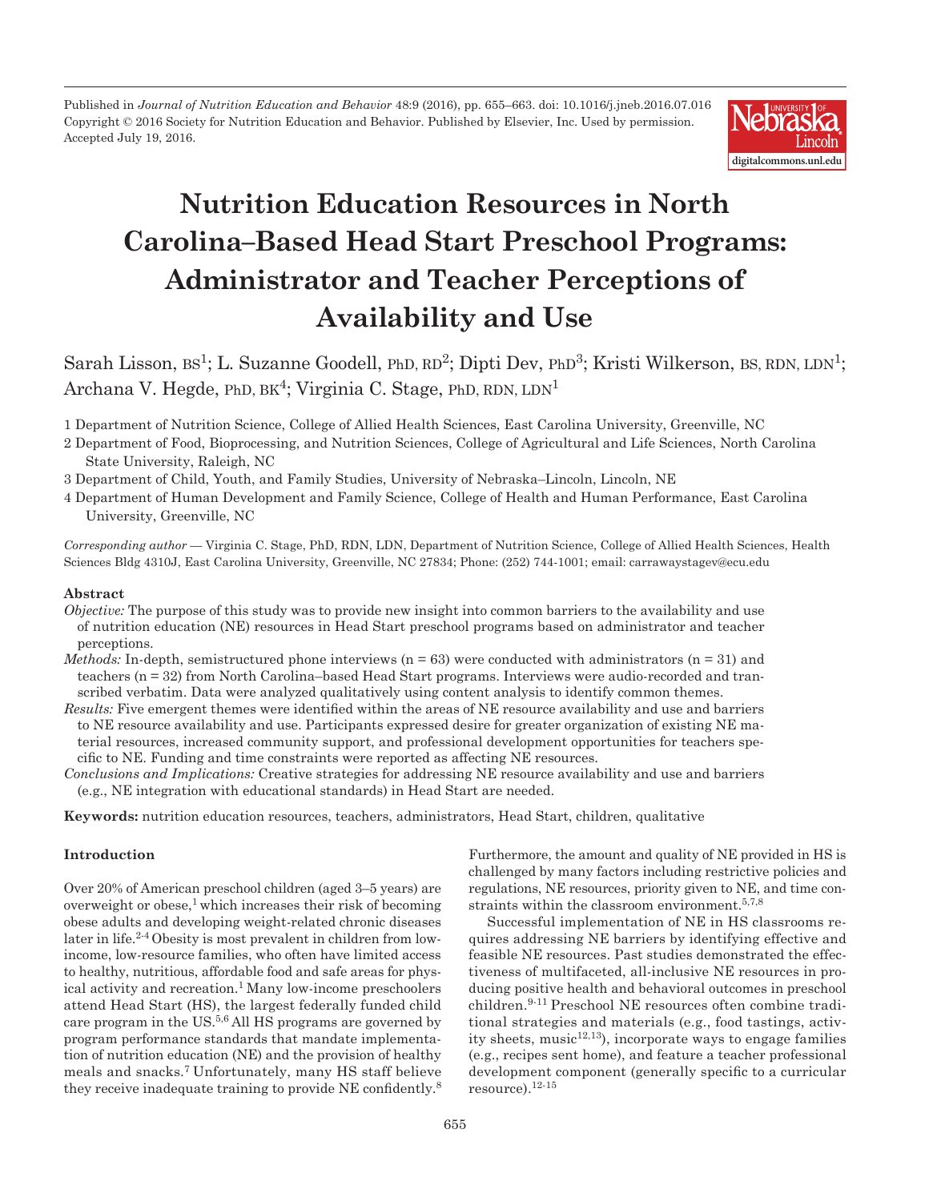Published in *Journal of Nutrition Education and Behavior* 48:9 (2016), pp. 655–663. doi: 10.1016/j.jneb.2016.07.016
Copyright © 2016 Society for Nutrition Education and Behavior. Published by Elsevier, Inc. Used by permission.
Accepted July 19, 2016.

# Nutrition Education Resources in North Carolina–Based Head Start Preschool Programs: Administrator and Teacher Perceptions of Availability and Use

Sarah Lisson, BS[1]; L. Suzanne Goodell, PhD, RD[2]; Dipti Dev, PhD[3]; Kristi Wilkerson, BS, RDN, LDN[1]; Archana V. Hegde, PhD, BK[4]; Virginia C. Stage, PhD, RDN, LDN[1]

1 Department of Nutrition Science, College of Allied Health Sciences, East Carolina University, Greenville, NC

2 Department of Food, Bioprocessing, and Nutrition Sciences, College of Agricultural and Life Sciences, North Carolina State University, Raleigh, NC

3 Department of Child, Youth, and Family Studies, University of Nebraska–Lincoln, Lincoln, NE

4 Department of Human Development and Family Science, College of Health and Human Performance, East Carolina University, Greenville, NC

*Corresponding author* — Virginia C. Stage, PhD, RDN, LDN, Department of Nutrition Science, College of Allied Health Sciences, Health Sciences Bldg 4310J, East Carolina University, Greenville, NC 27834; Phone: (252) 744-1001; email: carrawaystagev@ecu.edu

### Abstract

*Objective:* The purpose of this study was to provide new insight into common barriers to the availability and use of nutrition education (NE) resources in Head Start preschool programs based on administrator and teacher perceptions.

*Methods:* In-depth, semistructured phone interviews (n = 63) were conducted with administrators (n = 31) and teachers (n = 32) from North Carolina–based Head Start programs. Interviews were audio-recorded and transcribed verbatim. Data were analyzed qualitatively using content analysis to identify common themes.

*Results:* Five emergent themes were identified within the areas of NE resource availability and use and barriers to NE resource availability and use. Participants expressed desire for greater organization of existing NE material resources, increased community support, and professional development opportunities for teachers specific to NE. Funding and time constraints were reported as affecting NE resources.

*Conclusions and Implications:* Creative strategies for addressing NE resource availability and use and barriers (e.g., NE integration with educational standards) in Head Start are needed.

**Keywords:** nutrition education resources, teachers, administrators, Head Start, children, qualitative

## Introduction

Over 20% of American preschool children (aged 3–5 years) are overweight or obese,[1] which increases their risk of becoming obese adults and developing weight-related chronic diseases later in life.[2-4] Obesity is most prevalent in children from low-income, low-resource families, who often have limited access to healthy, nutritious, affordable food and safe areas for physical activity and recreation.[1] Many low-income preschoolers attend Head Start (HS), the largest federally funded child care program in the US.[5,6] All HS programs are governed by program performance standards that mandate implementation of nutrition education (NE) and the provision of healthy meals and snacks.[7] Unfortunately, many HS staff believe they receive inadequate training to provide NE confidently.[8] Furthermore, the amount and quality of NE provided in HS is challenged by many factors including restrictive policies and regulations, NE resources, priority given to NE, and time constraints within the classroom environment.[5,7,8]

Successful implementation of NE in HS classrooms requires addressing NE barriers by identifying effective and feasible NE resources. Past studies demonstrated the effectiveness of multifaceted, all-inclusive NE resources in producing positive health and behavioral outcomes in preschool children.[9-11] Preschool NE resources often combine traditional strategies and materials (e.g., food tastings, activity sheets, music[12,13]), incorporate ways to engage families (e.g., recipes sent home), and feature a teacher professional development component (generally specific to a curricular resource).[12-15]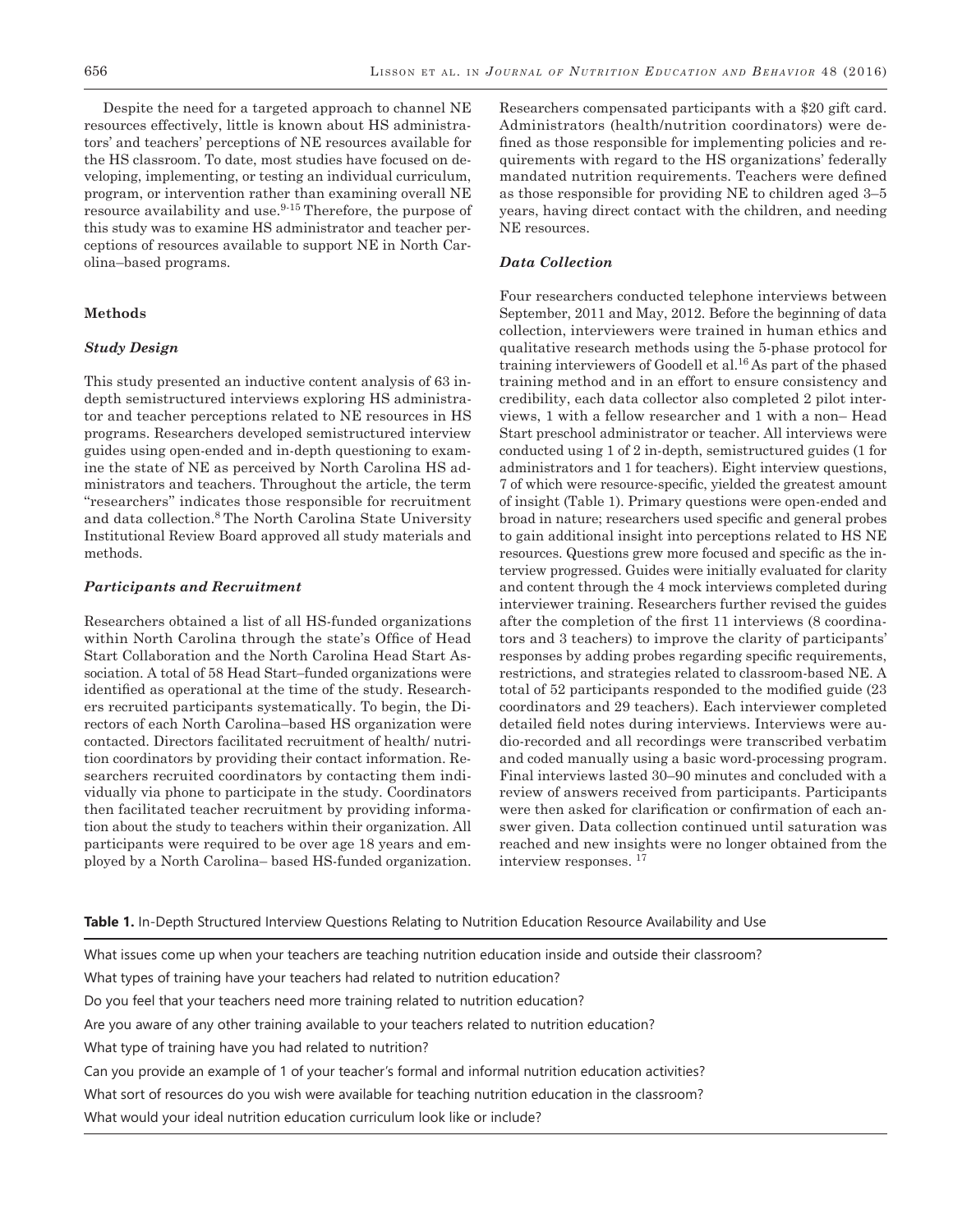Despite the need for a targeted approach to channel NE resources effectively, little is known about HS administrators' and teachers' perceptions of NE resources available for the HS classroom. To date, most studies have focused on developing, implementing, or testing an individual curriculum, program, or intervention rather than examining overall NE resource availability and use.[9-15] Therefore, the purpose of this study was to examine HS administrator and teacher perceptions of resources available to support NE in North Carolina–based programs.

## Methods

### Study Design

This study presented an inductive content analysis of 63 in-depth semistructured interviews exploring HS administrator and teacher perceptions related to NE resources in HS programs. Researchers developed semistructured interview guides using open-ended and in-depth questioning to examine the state of NE as perceived by North Carolina HS administrators and teachers. Throughout the article, the term "researchers" indicates those responsible for recruitment and data collection.[8] The North Carolina State University Institutional Review Board approved all study materials and methods.

### Participants and Recruitment

Researchers obtained a list of all HS-funded organizations within North Carolina through the state's Office of Head Start Collaboration and the North Carolina Head Start Association. A total of 58 Head Start–funded organizations were identified as operational at the time of the study. Researchers recruited participants systematically. To begin, the Directors of each North Carolina–based HS organization were contacted. Directors facilitated recruitment of health/ nutrition coordinators by providing their contact information. Researchers recruited coordinators by contacting them individually via phone to participate in the study. Coordinators then facilitated teacher recruitment by providing information about the study to teachers within their organization. All participants were required to be over age 18 years and employed by a North Carolina– based HS-funded organization. Researchers compensated participants with a $20 gift card. Administrators (health/nutrition coordinators) were defined as those responsible for implementing policies and requirements with regard to the HS organizations' federally mandated nutrition requirements. Teachers were defined as those responsible for providing NE to children aged 3–5 years, having direct contact with the children, and needing NE resources.

### Data Collection

Four researchers conducted telephone interviews between September, 2011 and May, 2012. Before the beginning of data collection, interviewers were trained in human ethics and qualitative research methods using the 5-phase protocol for training interviewers of Goodell et al.[16] As part of the phased training method and in an effort to ensure consistency and credibility, each data collector also completed 2 pilot interviews, 1 with a fellow researcher and 1 with a non– Head Start preschool administrator or teacher. All interviews were conducted using 1 of 2 in-depth, semistructured guides (1 for administrators and 1 for teachers). Eight interview questions, 7 of which were resource-specific, yielded the greatest amount of insight (Table 1). Primary questions were open-ended and broad in nature; researchers used specific and general probes to gain additional insight into perceptions related to HS NE resources. Questions grew more focused and specific as the interview progressed. Guides were initially evaluated for clarity and content through the 4 mock interviews completed during interviewer training. Researchers further revised the guides after the completion of the first 11 interviews (8 coordinators and 3 teachers) to improve the clarity of participants' responses by adding probes regarding specific requirements, restrictions, and strategies related to classroom-based NE. A total of 52 participants responded to the modified guide (23 coordinators and 29 teachers). Each interviewer completed detailed field notes during interviews. Interviews were audio-recorded and all recordings were transcribed verbatim and coded manually using a basic word-processing program. Final interviews lasted 30–90 minutes and concluded with a review of answers received from participants. Participants were then asked for clarification or confirmation of each answer given. Data collection continued until saturation was reached and new insights were no longer obtained from the interview responses.[17]

**Table 1.** In-Depth Structured Interview Questions Relating to Nutrition Education Resource Availability and Use

| |
|---|
| What issues come up when your teachers are teaching nutrition education inside and outside their classroom? |
| What types of training have your teachers had related to nutrition education? |
| Do you feel that your teachers need more training related to nutrition education? |
| Are you aware of any other training available to your teachers related to nutrition education? |
| What type of training have you had related to nutrition? |
| Can you provide an example of 1 of your teacher's formal and informal nutrition education activities? |
| What sort of resources do you wish were available for teaching nutrition education in the classroom? |
| What would your ideal nutrition education curriculum look like or include? |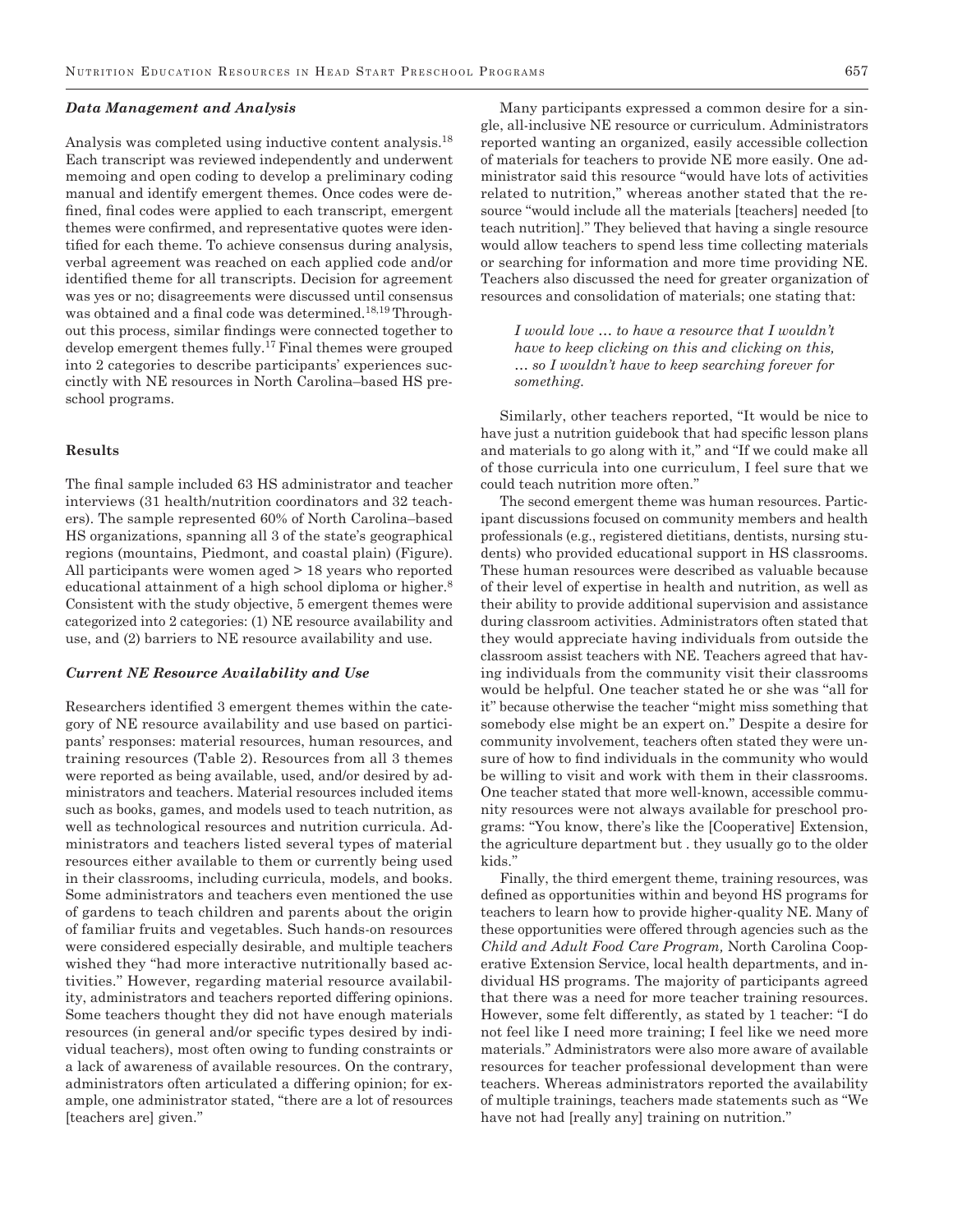### *Data Management and Analysis*

Analysis was completed using inductive content analysis.[18] Each transcript was reviewed independently and underwent memoing and open coding to develop a preliminary coding manual and identify emergent themes. Once codes were defined, final codes were applied to each transcript, emergent themes were confirmed, and representative quotes were identified for each theme. To achieve consensus during analysis, verbal agreement was reached on each applied code and/or identified theme for all transcripts. Decision for agreement was yes or no; disagreements were discussed until consensus was obtained and a final code was determined.[18,19] Throughout this process, similar findings were connected together to develop emergent themes fully.[17] Final themes were grouped into 2 categories to describe participants' experiences succinctly with NE resources in North Carolina–based HS preschool programs.

## Results

The final sample included 63 HS administrator and teacher interviews (31 health/nutrition coordinators and 32 teachers). The sample represented 60% of North Carolina–based HS organizations, spanning all 3 of the state's geographical regions (mountains, Piedmont, and coastal plain) (Figure). All participants were women aged > 18 years who reported educational attainment of a high school diploma or higher.[8] Consistent with the study objective, 5 emergent themes were categorized into 2 categories: (1) NE resource availability and use, and (2) barriers to NE resource availability and use.

### *Current NE Resource Availability and Use*

Researchers identified 3 emergent themes within the category of NE resource availability and use based on participants' responses: material resources, human resources, and training resources (Table 2). Resources from all 3 themes were reported as being available, used, and/or desired by administrators and teachers. Material resources included items such as books, games, and models used to teach nutrition, as well as technological resources and nutrition curricula. Administrators and teachers listed several types of material resources either available to them or currently being used in their classrooms, including curricula, models, and books. Some administrators and teachers even mentioned the use of gardens to teach children and parents about the origin of familiar fruits and vegetables. Such hands-on resources were considered especially desirable, and multiple teachers wished they "had more interactive nutritionally based activities." However, regarding material resource availability, administrators and teachers reported differing opinions. Some teachers thought they did not have enough materials resources (in general and/or specific types desired by individual teachers), most often owing to funding constraints or a lack of awareness of available resources. On the contrary, administrators often articulated a differing opinion; for example, one administrator stated, "there are a lot of resources [teachers are] given."

Many participants expressed a common desire for a single, all-inclusive NE resource or curriculum. Administrators reported wanting an organized, easily accessible collection of materials for teachers to provide NE more easily. One administrator said this resource "would have lots of activities related to nutrition," whereas another stated that the resource "would include all the materials [teachers] needed [to teach nutrition]." They believed that having a single resource would allow teachers to spend less time collecting materials or searching for information and more time providing NE. Teachers also discussed the need for greater organization of resources and consolidation of materials; one stating that:

> *I would love … to have a resource that I wouldn't have to keep clicking on this and clicking on this, … so I wouldn't have to keep searching forever for something.*

Similarly, other teachers reported, "It would be nice to have just a nutrition guidebook that had specific lesson plans and materials to go along with it," and "If we could make all of those curricula into one curriculum, I feel sure that we could teach nutrition more often."

The second emergent theme was human resources. Participant discussions focused on community members and health professionals (e.g., registered dietitians, dentists, nursing students) who provided educational support in HS classrooms. These human resources were described as valuable because of their level of expertise in health and nutrition, as well as their ability to provide additional supervision and assistance during classroom activities. Administrators often stated that they would appreciate having individuals from outside the classroom assist teachers with NE. Teachers agreed that having individuals from the community visit their classrooms would be helpful. One teacher stated he or she was "all for it" because otherwise the teacher "might miss something that somebody else might be an expert on." Despite a desire for community involvement, teachers often stated they were unsure of how to find individuals in the community who would be willing to visit and work with them in their classrooms. One teacher stated that more well-known, accessible community resources were not always available for preschool programs: "You know, there's like the [Cooperative] Extension, the agriculture department but . they usually go to the older kids."

Finally, the third emergent theme, training resources, was defined as opportunities within and beyond HS programs for teachers to learn how to provide higher-quality NE. Many of these opportunities were offered through agencies such as the *Child and Adult Food Care Program,* North Carolina Cooperative Extension Service, local health departments, and individual HS programs. The majority of participants agreed that there was a need for more teacher training resources. However, some felt differently, as stated by 1 teacher: "I do not feel like I need more training; I feel like we need more materials." Administrators were also more aware of available resources for teacher professional development than were teachers. Whereas administrators reported the availability of multiple trainings, teachers made statements such as "We have not had [really any] training on nutrition."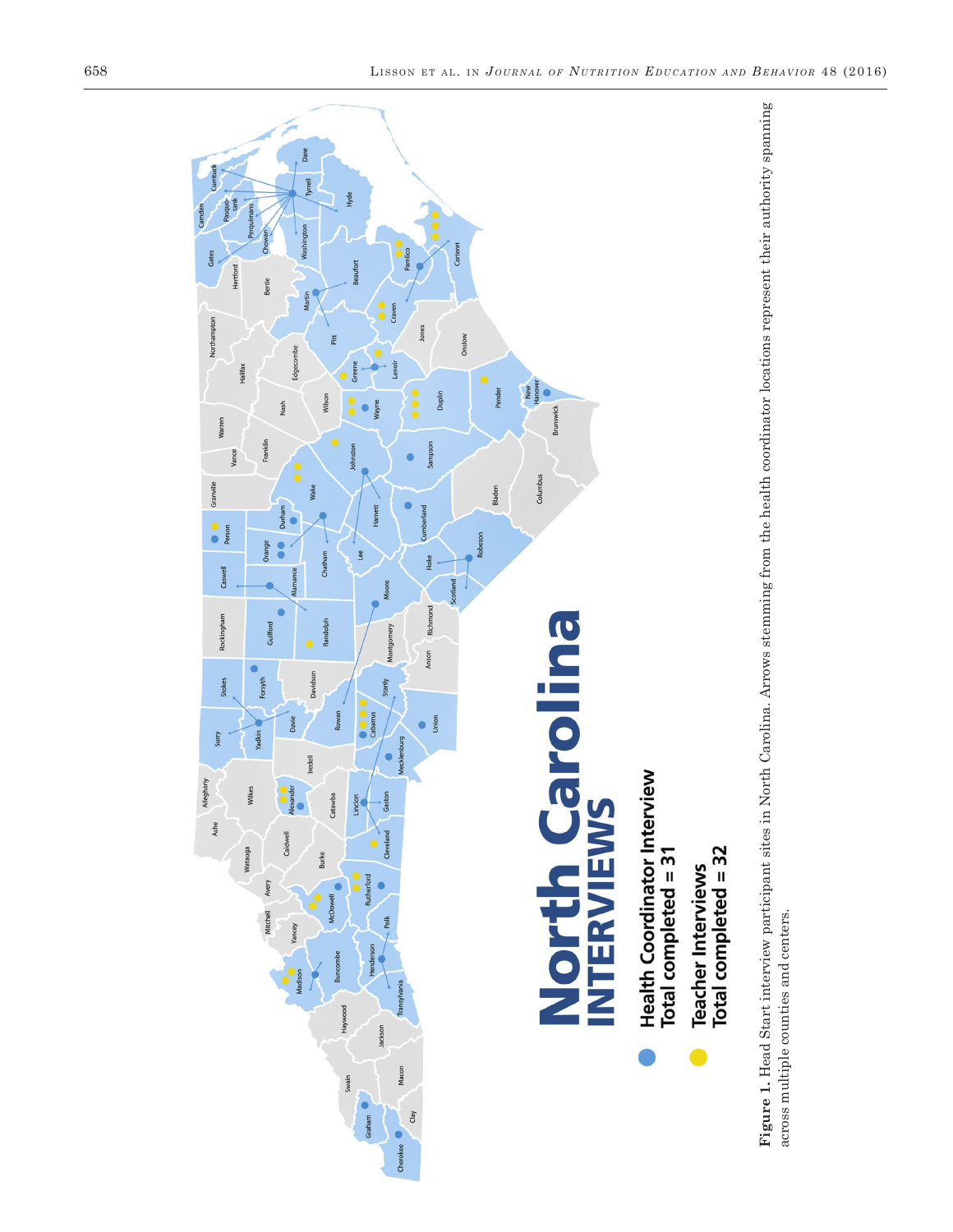**Figure 1.** Head Start interview participant sites in North Carolina. Arrows stemming from the health coordinator locations represent their authority spanning across multiple counties and centers.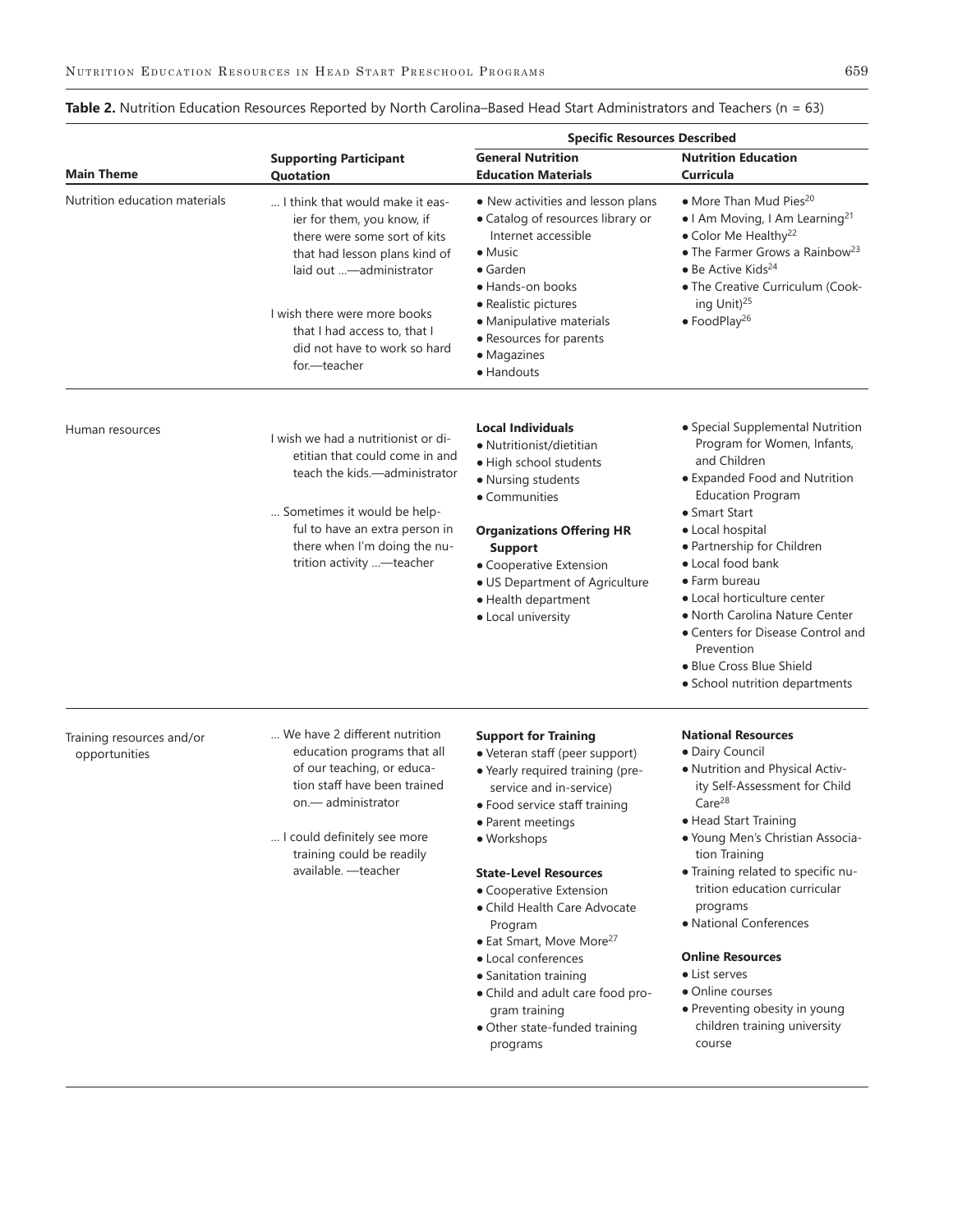**Table 2.** Nutrition Education Resources Reported by North Carolina–Based Head Start Administrators and Teachers (n = 63)

| Main Theme | Supporting Participant Quotation | Specific Resources Described | |
|---|---|---|---|
| | | **General Nutrition Education Materials** | **Nutrition Education Curricula** |
| Nutrition education materials | … I think that would make it easier for them, you know, if there were some sort of kits that had lesson plans kind of laid out …—administrator<br><br>I wish there were more books that I had access to, that I did not have to work so hard for.—teacher | • New activities and lesson plans<br>• Catalog of resources library or Internet accessible<br>• Music<br>• Garden<br>• Hands-on books<br>• Realistic pictures<br>• Manipulative materials<br>• Resources for parents<br>• Magazines<br>• Handouts | • More Than Mud Pies[20]<br>• I Am Moving, I Am Learning[21]<br>• Color Me Healthy[22]<br>• The Farmer Grows a Rainbow[23]<br>• Be Active Kids[24]<br>• The Creative Curriculum (Cooking Unit)[25]<br>• FoodPlay[26] |
| Human resources | I wish we had a nutritionist or dietitian that could come in and teach the kids.—administrator<br><br>… Sometimes it would be helpful to have an extra person in there when I'm doing the nutrition activity …—teacher | **Local Individuals**<br>• Nutritionist/dietitian<br>• High school students<br>• Nursing students<br>• Communities<br><br>**Organizations Offering HR Support**<br>• Cooperative Extension<br>• US Department of Agriculture<br>• Health department<br>• Local university | • Special Supplemental Nutrition Program for Women, Infants, and Children<br>• Expanded Food and Nutrition Education Program<br>• Smart Start<br>• Local hospital<br>• Partnership for Children<br>• Local food bank<br>• Farm bureau<br>• Local horticulture center<br>• North Carolina Nature Center<br>• Centers for Disease Control and Prevention<br>• Blue Cross Blue Shield<br>• School nutrition departments |
| Training resources and/or opportunities | … We have 2 different nutrition education programs that all of our teaching, or education staff have been trained on.— administrator<br><br>… I could definitely see more training could be readily available. —teacher | **Support for Training**<br>• Veteran staff (peer support)<br>• Yearly required training (pre-service and in-service)<br>• Food service staff training<br>• Parent meetings<br>• Workshops<br><br>**State-Level Resources**<br>• Cooperative Extension<br>• Child Health Care Advocate Program<br>• Eat Smart, Move More[27]<br>• Local conferences<br>• Sanitation training<br>• Child and adult care food program training<br>• Other state-funded training programs | **National Resources**<br>• Dairy Council<br>• Nutrition and Physical Activity Self-Assessment for Child Care[28]<br>• Head Start Training<br>• Young Men's Christian Association Training<br>• Training related to specific nutrition education curricular programs<br>• National Conferences<br><br>**Online Resources**<br>• List serves<br>• Online courses<br>• Preventing obesity in young children training university course |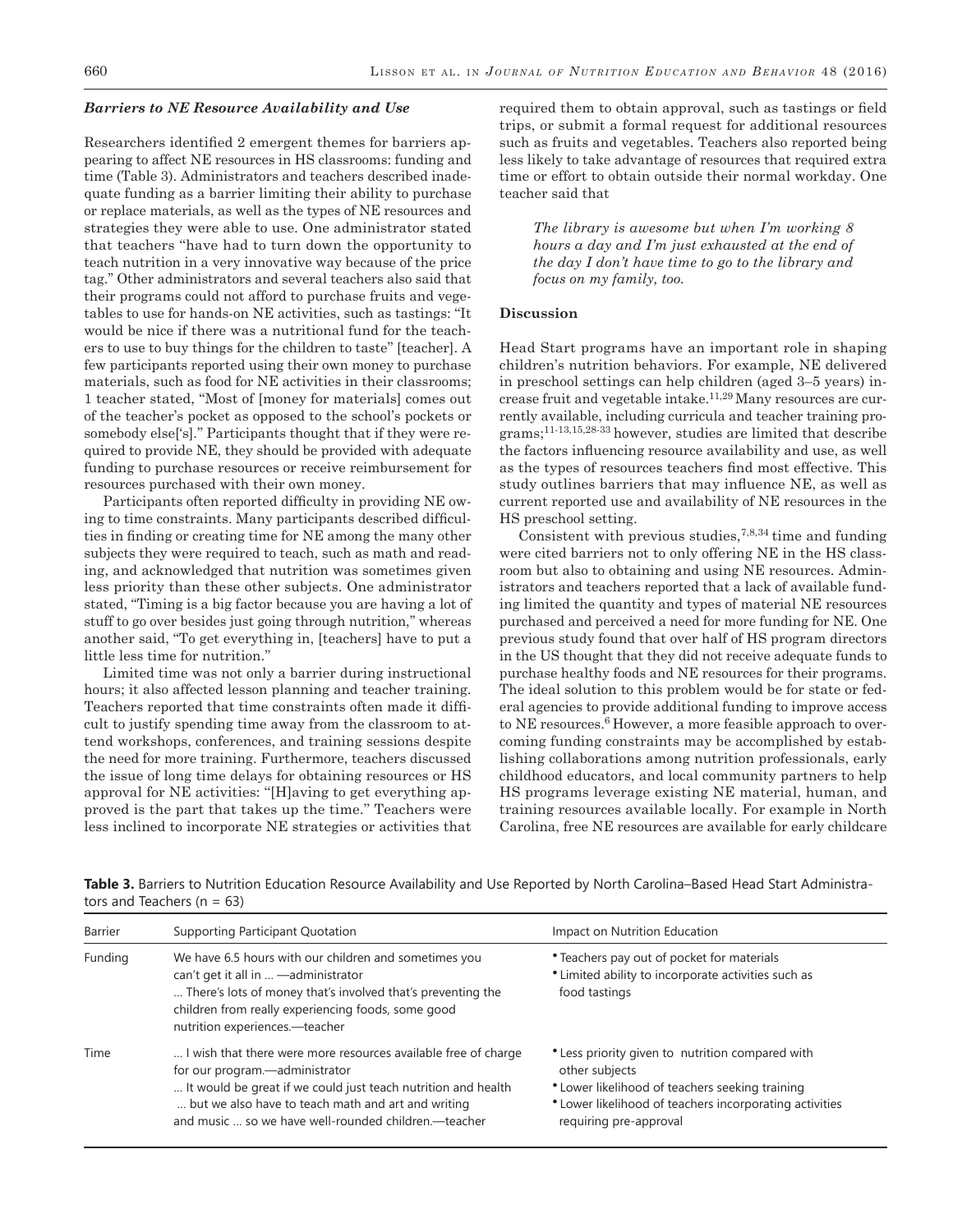### *Barriers to NE Resource Availability and Use*

Researchers identified 2 emergent themes for barriers appearing to affect NE resources in HS classrooms: funding and time (Table 3). Administrators and teachers described inadequate funding as a barrier limiting their ability to purchase or replace materials, as well as the types of NE resources and strategies they were able to use. One administrator stated that teachers "have had to turn down the opportunity to teach nutrition in a very innovative way because of the price tag." Other administrators and several teachers also said that their programs could not afford to purchase fruits and vegetables to use for hands-on NE activities, such as tastings: "It would be nice if there was a nutritional fund for the teachers to use to buy things for the children to taste" [teacher]. A few participants reported using their own money to purchase materials, such as food for NE activities in their classrooms; 1 teacher stated, "Most of [money for materials] comes out of the teacher's pocket as opposed to the school's pockets or somebody else['s]." Participants thought that if they were required to provide NE, they should be provided with adequate funding to purchase resources or receive reimbursement for resources purchased with their own money.

Participants often reported difficulty in providing NE owing to time constraints. Many participants described difficulties in finding or creating time for NE among the many other subjects they were required to teach, such as math and reading, and acknowledged that nutrition was sometimes given less priority than these other subjects. One administrator stated, "Timing is a big factor because you are having a lot of stuff to go over besides just going through nutrition," whereas another said, "To get everything in, [teachers] have to put a little less time for nutrition."

Limited time was not only a barrier during instructional hours; it also affected lesson planning and teacher training. Teachers reported that time constraints often made it difficult to justify spending time away from the classroom to attend workshops, conferences, and training sessions despite the need for more training. Furthermore, teachers discussed the issue of long time delays for obtaining resources or HS approval for NE activities: "[H]aving to get everything approved is the part that takes up the time." Teachers were less inclined to incorporate NE strategies or activities that required them to obtain approval, such as tastings or field trips, or submit a formal request for additional resources such as fruits and vegetables. Teachers also reported being less likely to take advantage of resources that required extra time or effort to obtain outside their normal workday. One teacher said that

> *The library is awesome but when I'm working 8 hours a day and I'm just exhausted at the end of the day I don't have time to go to the library and focus on my family, too.*

## Discussion

Head Start programs have an important role in shaping children's nutrition behaviors. For example, NE delivered in preschool settings can help children (aged 3–5 years) increase fruit and vegetable intake.[11,29] Many resources are currently available, including curricula and teacher training programs;[11-13,15,28-33] however, studies are limited that describe the factors influencing resource availability and use, as well as the types of resources teachers find most effective. This study outlines barriers that may influence NE, as well as current reported use and availability of NE resources in the HS preschool setting.

Consistent with previous studies,[7,8,34] time and funding were cited barriers not to only offering NE in the HS classroom but also to obtaining and using NE resources. Administrators and teachers reported that a lack of available funding limited the quantity and types of material NE resources purchased and perceived a need for more funding for NE. One previous study found that over half of HS program directors in the US thought that they did not receive adequate funds to purchase healthy foods and NE resources for their programs. The ideal solution to this problem would be for state or federal agencies to provide additional funding to improve access to NE resources.[6] However, a more feasible approach to overcoming funding constraints may be accomplished by establishing collaborations among nutrition professionals, early childhood educators, and local community partners to help HS programs leverage existing NE material, human, and training resources available locally. For example in North Carolina, free NE resources are available for early childcare

**Table 3.** Barriers to Nutrition Education Resource Availability and Use Reported by North Carolina–Based Head Start Administrators and Teachers (n = 63)

| Barrier | Supporting Participant Quotation | Impact on Nutrition Education |
|---|---|---|
| Funding | We have 6.5 hours with our children and sometimes you can't get it all in ... —administrator<br>... There's lots of money that's involved that's preventing the children from really experiencing foods, some good nutrition experiences.—teacher | • Teachers pay out of pocket for materials<br>• Limited ability to incorporate activities such as food tastings |
| Time | ... I wish that there were more resources available free of charge for our program.—administrator<br>... It would be great if we could just teach nutrition and health ... but we also have to teach math and art and writing and music ... so we have well-rounded children.—teacher | • Less priority given to nutrition compared with other subjects<br>• Lower likelihood of teachers seeking training<br>• Lower likelihood of teachers incorporating activities requiring pre-approval |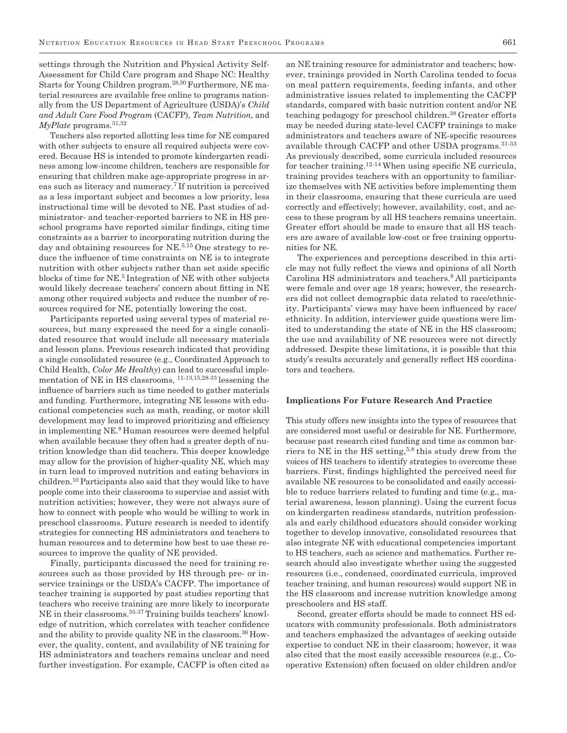settings through the Nutrition and Physical Activity Self-Assessment for Child Care program and Shape NC: Healthy Starts for Young Children program.[28,30] Furthermore, NE material resources are available free online to programs nationally from the US Department of Agriculture (USDA)'s *Child and Adult Care Food Program* (CACFP), *Team Nutrition,* and *MyPlate* programs.[31,32]

Teachers also reported allotting less time for NE compared with other subjects to ensure all required subjects were covered. Because HS is intended to promote kindergarten readiness among low-income children, teachers are responsible for ensuring that children make age-appropriate progress in areas such as literacy and numeracy.[7] If nutrition is perceived as a less important subject and becomes a low priority, less instructional time will be devoted to NE. Past studies of administrator- and teacher-reported barriers to NE in HS preschool programs have reported similar findings, citing time constraints as a barrier to incorporating nutrition during the day and obtaining resources for NE.[5,15] One strategy to reduce the influence of time constraints on NE is to integrate nutrition with other subjects rather than set aside specific blocks of time for NE.[5] Integration of NE with other subjects would likely decrease teachers' concern about fitting in NE among other required subjects and reduce the number of resources required for NE, potentially lowering the cost.

Participants reported using several types of material resources, but many expressed the need for a single consolidated resource that would include all necessary materials and lesson plans. Previous research indicated that providing a single consolidated resource (e.g., Coordinated Approach to Child Health, *Color Me Healthy*) can lead to successful implementation of NE in HS classrooms, [11-13,15,28-33] lessening the influence of barriers such as time needed to gather materials and funding. Furthermore, integrating NE lessons with educational competencies such as math, reading, or motor skill development may lead to improved prioritizing and efficiency in implementing NE.[8] Human resources were deemed helpful when available because they often had a greater depth of nutrition knowledge than did teachers. This deeper knowledge may allow for the provision of higher-quality NE, which may in turn lead to improved nutrition and eating behaviors in children.[10] Participants also said that they would like to have people come into their classrooms to supervise and assist with nutrition activities; however, they were not always sure of how to connect with people who would be willing to work in preschool classrooms. Future research is needed to identify strategies for connecting HS administrators and teachers to human resources and to determine how best to use these resources to improve the quality of NE provided.

Finally, participants discussed the need for training resources such as those provided by HS through pre- or in-service trainings or the USDA's CACFP. The importance of teacher training is supported by past studies reporting that teachers who receive training are more likely to incorporate NE in their classrooms.[35-37] Training builds teachers' knowledge of nutrition, which correlates with teacher confidence and the ability to provide quality NE in the classroom.[36] However, the quality, content, and availability of NE training for HS administrators and teachers remains unclear and need further investigation. For example, CACFP is often cited as an NE training resource for administrator and teachers; however, trainings provided in North Carolina tended to focus on meal pattern requirements, feeding infants, and other administrative issues related to implementing the CACFP standards, compared with basic nutrition content and/or NE teaching pedagogy for preschool children.[38] Greater efforts may be needed during state-level CACFP trainings to make administrators and teachers aware of NE-specific resources available through CACFP and other USDA programs.[31-33] As previously described, some curricula included resources for teacher training.[12-14] When using specific NE curricula, training provides teachers with an opportunity to familiarize themselves with NE activities before implementing them in their classrooms, ensuring that these curricula are used correctly and effectively; however, availability, cost, and access to these program by all HS teachers remains uncertain. Greater effort should be made to ensure that all HS teachers are aware of available low-cost or free training opportunities for NE.

The experiences and perceptions described in this article may not fully reflect the views and opinions of all North Carolina HS administrators and teachers.[8] All participants were female and over age 18 years; however, the researchers did not collect demographic data related to race/ethnicity. Participants' views may have been influenced by race/ethnicity. In addition, interviewer guide questions were limited to understanding the state of NE in the HS classroom; the use and availability of NE resources were not directly addressed. Despite these limitations, it is possible that this study's results accurately and generally reflect HS coordinators and teachers.

## Implications For Future Research And Practice

This study offers new insights into the types of resources that are considered most useful or desirable for NE. Furthermore, because past research cited funding and time as common barriers to NE in the HS setting,[5,8] this study drew from the voices of HS teachers to identify strategies to overcome these barriers. First, findings highlighted the perceived need for available NE resources to be consolidated and easily accessible to reduce barriers related to funding and time (e.g., material awareness, lesson planning). Using the current focus on kindergarten readiness standards, nutrition professionals and early childhood educators should consider working together to develop innovative, consolidated resources that also integrate NE with educational competencies important to HS teachers, such as science and mathematics. Further research should also investigate whether using the suggested resources (i.e., condensed, coordinated curricula, improved teacher training, and human resources) would support NE in the HS classroom and increase nutrition knowledge among preschoolers and HS staff.

Second, greater efforts should be made to connect HS educators with community professionals. Both administrators and teachers emphasized the advantages of seeking outside expertise to conduct NE in their classroom; however, it was also cited that the most easily accessible resources (e.g., Cooperative Extension) often focused on older children and/or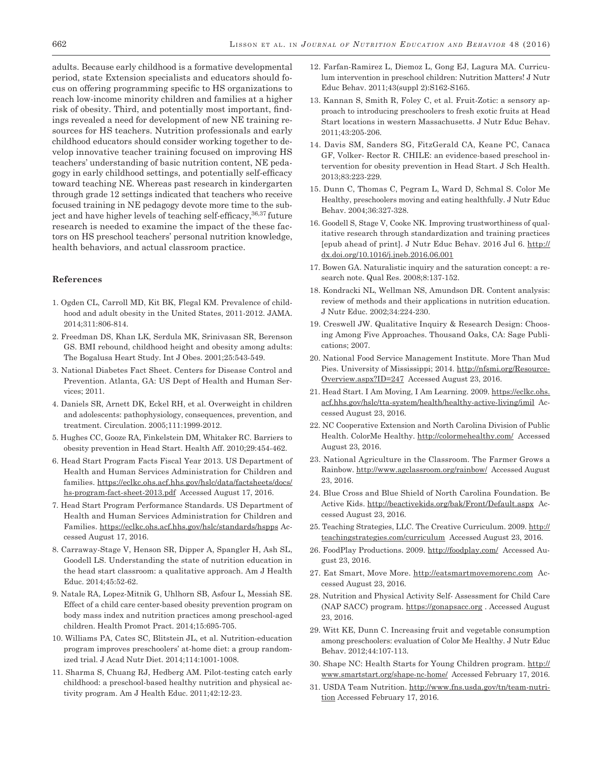adults. Because early childhood is a formative developmental period, state Extension specialists and educators should focus on offering programming specific to HS organizations to reach low-income minority children and families at a higher risk of obesity. Third, and potentially most important, findings revealed a need for development of new NE training resources for HS teachers. Nutrition professionals and early childhood educators should consider working together to develop innovative teacher training focused on improving HS teachers' understanding of basic nutrition content, NE pedagogy in early childhood settings, and potentially self-efficacy toward teaching NE. Whereas past research in kindergarten through grade 12 settings indicated that teachers who receive focused training in NE pedagogy devote more time to the subject and have higher levels of teaching self-efficacy,[36,37] future research is needed to examine the impact of the these factors on HS preschool teachers' personal nutrition knowledge, health behaviors, and actual classroom practice.

## References

1. Ogden CL, Carroll MD, Kit BK, Flegal KM. Prevalence of childhood and adult obesity in the United States, 2011-2012. JAMA. 2014;311:806-814.
2. Freedman DS, Khan LK, Serdula MK, Srinivasan SR, Berenson GS. BMI rebound, childhood height and obesity among adults: The Bogalusa Heart Study. Int J Obes. 2001;25:543-549.
3. National Diabetes Fact Sheet. Centers for Disease Control and Prevention. Atlanta, GA: US Dept of Health and Human Services; 2011.
4. Daniels SR, Arnett DK, Eckel RH, et al. Overweight in children and adolescents: pathophysiology, consequences, prevention, and treatment. Circulation. 2005;111:1999-2012.
5. Hughes CC, Gooze RA, Finkelstein DM, Whitaker RC. Barriers to obesity prevention in Head Start. Health Aff. 2010;29:454-462.
6. Head Start Program Facts Fiscal Year 2013. US Department of Health and Human Services Administration for Children and families. https://eclkc.ohs.acf.hhs.gov/hslc/data/factsheets/docs/hs-program-fact-sheet-2013.pdf Accessed August 17, 2016.
7. Head Start Program Performance Standards. US Department of Health and Human Services Administration for Children and Families. https://eclkc.ohs.acf.hhs.gov/hslc/standards/hspps Accessed August 17, 2016.
8. Carraway-Stage V, Henson SR, Dipper A, Spangler H, Ash SL, Goodell LS. Understanding the state of nutrition education in the head start classroom: a qualitative approach. Am J Health Educ. 2014;45:52-62.
9. Natale RA, Lopez-Mitnik G, Uhlhorn SB, Asfour L, Messiah SE. Effect of a child care center-based obesity prevention program on body mass index and nutrition practices among preschool-aged children. Health Promot Pract. 2014;15:695-705.
10. Williams PA, Cates SC, Blitstein JL, et al. Nutrition-education program improves preschoolers' at-home diet: a group randomized trial. J Acad Nutr Diet. 2014;114:1001-1008.
11. Sharma S, Chuang RJ, Hedberg AM. Pilot-testing catch early childhood: a preschool-based healthy nutrition and physical activity program. Am J Health Educ. 2011;42:12-23.
12. Farfan-Ramirez L, Diemoz L, Gong EJ, Lagura MA. Curriculum intervention in preschool children: Nutrition Matters! J Nutr Educ Behav. 2011;43(suppl 2):S162-S165.
13. Kannan S, Smith R, Foley C, et al. Fruit-Zotic: a sensory approach to introducing preschoolers to fresh exotic fruits at Head Start locations in western Massachusetts. J Nutr Educ Behav. 2011;43:205-206.
14. Davis SM, Sanders SG, FitzGerald CA, Keane PC, Canaca GF, Volker- Rector R. CHILE: an evidence-based preschool intervention for obesity prevention in Head Start. J Sch Health. 2013;83:223-229.
15. Dunn C, Thomas C, Pegram L, Ward D, Schmal S. Color Me Healthy, preschoolers moving and eating healthfully. J Nutr Educ Behav. 2004;36:327-328.
16. Goodell S, Stage V, Cooke NK. Improving trustworthiness of qualitative research through standardization and training practices [epub ahead of print]. J Nutr Educ Behav. 2016 Jul 6. http://dx.doi.org/10.1016/j.jneb.2016.06.001
17. Bowen GA. Naturalistic inquiry and the saturation concept: a research note. Qual Res. 2008;8:137-152.
18. Kondracki NL, Wellman NS, Amundson DR. Content analysis: review of methods and their applications in nutrition education. J Nutr Educ. 2002;34:224-230.
19. Creswell JW. Qualitative Inquiry & Research Design: Choosing Among Five Approaches. Thousand Oaks, CA: Sage Publications; 2007.
20. National Food Service Management Institute. More Than Mud Pies. University of Mississippi; 2014. http://nfsmi.org/ResourceOverview.aspx?ID=247 Accessed August 23, 2016.
21. Head Start. I Am Moving, I Am Learning. 2009. https://eclkc.ohs.acf.hhs.gov/hslc/tta-system/health/healthy-active-living/imil Accessed August 23, 2016.
22. NC Cooperative Extension and North Carolina Division of Public Health. ColorMe Healthy. http://colormehealthy.com/ Accessed August 23, 2016.
23. National Agriculture in the Classroom. The Farmer Grows a Rainbow. http://www.agclassroom.org/rainbow/ Accessed August 23, 2016.
24. Blue Cross and Blue Shield of North Carolina Foundation. Be Active Kids. http://beactivekids.org/bak/Front/Default.aspx Accessed August 23, 2016.
25. Teaching Strategies, LLC. The Creative Curriculum. 2009. http://teachingstrategies.com/curriculum Accessed August 23, 2016.
26. FoodPlay Productions. 2009. http://foodplay.com/ Accessed August 23, 2016.
27. Eat Smart, Move More. http://eatsmartmovemorenc.com Accessed August 23, 2016.
28. Nutrition and Physical Activity Self- Assessment for Child Care (NAP SACC) program. https://gonapsacc.org . Accessed August 23, 2016.
29. Witt KE, Dunn C. Increasing fruit and vegetable consumption among preschoolers: evaluation of Color Me Healthy. J Nutr Educ Behav. 2012;44:107-113.
30. Shape NC: Health Starts for Young Children program. http://www.smartstart.org/shape-nc-home/ Accessed February 17, 2016.
31. USDA Team Nutrition. http://www.fns.usda.gov/tn/team-nutrition Accessed February 17, 2016.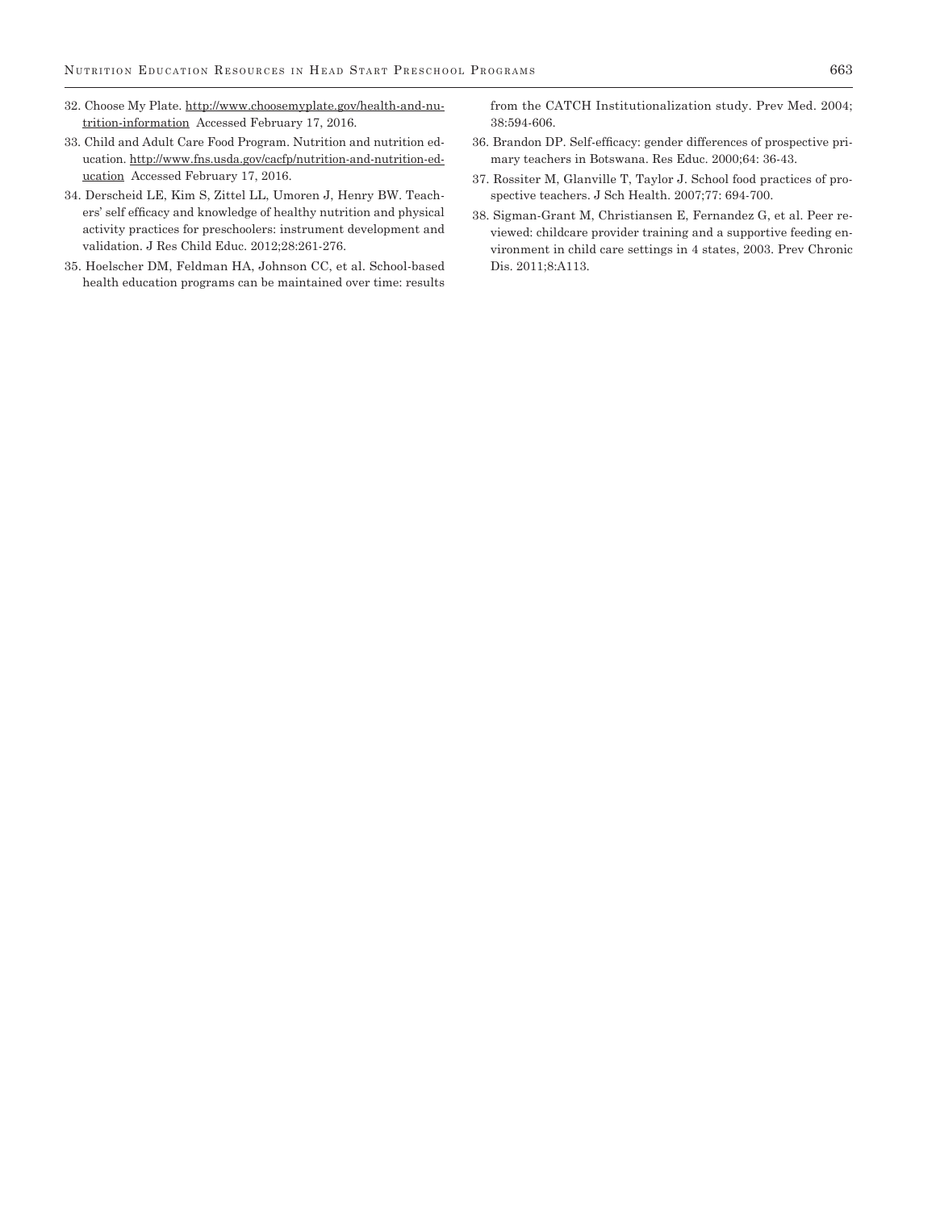32. Choose My Plate. http://www.choosemyplate.gov/health-and-nutrition-information Accessed February 17, 2016.
33. Child and Adult Care Food Program. Nutrition and nutrition education. http://www.fns.usda.gov/cacfp/nutrition-and-nutrition-education Accessed February 17, 2016.
34. Derscheid LE, Kim S, Zittel LL, Umoren J, Henry BW. Teachers' self efficacy and knowledge of healthy nutrition and physical activity practices for preschoolers: instrument development and validation. J Res Child Educ. 2012;28:261-276.
35. Hoelscher DM, Feldman HA, Johnson CC, et al. School-based health education programs can be maintained over time: results from the CATCH Institutionalization study. Prev Med. 2004; 38:594-606.
36. Brandon DP. Self-efficacy: gender differences of prospective primary teachers in Botswana. Res Educ. 2000;64: 36-43.
37. Rossiter M, Glanville T, Taylor J. School food practices of prospective teachers. J Sch Health. 2007;77: 694-700.
38. Sigman-Grant M, Christiansen E, Fernandez G, et al. Peer reviewed: childcare provider training and a supportive feeding environment in child care settings in 4 states, 2003. Prev Chronic Dis. 2011;8:A113.